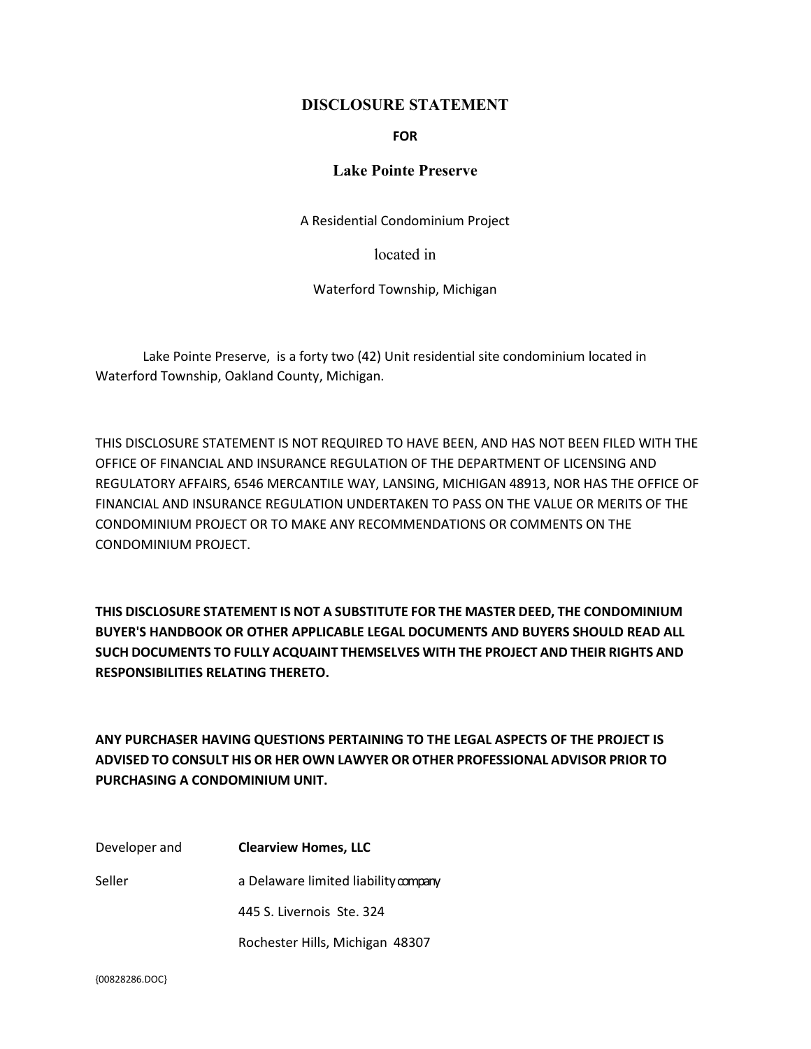# DISCLOSURE STATEMENT

**FOR**

## Lake Pointe Preserve

A Residential Condominium Project

located in

Waterford Township, Michigan

Lake Pointe Preserve, is a forty two (42) Unit residential site condominium located in Waterford Township, Oakland County, Michigan.

THIS DISCLOSURE STATEMENT IS NOT REQUIRED TO HAVE BEEN, AND HAS NOT BEEN FILED WITH THE OFFICE OF FINANCIAL AND INSURANCE REGULATION OF THE DEPARTMENT OF LICENSING AND REGULATORY AFFAIRS, 6546 MERCANTILE WAY, LANSING, MICHIGAN 48913, NOR HAS THE OFFICE OF FINANCIAL AND INSURANCE REGULATION UNDERTAKEN TO PASS ON THE VALUE OR MERITS OF THE CONDOMINIUM PROJECT OR TO MAKE ANY RECOMMENDATIONS OR COMMENTS ON THE CONDOMINIUM PROJECT.

**THIS DISCLOSURE STATEMENT IS NOT A SUBSTITUTE FOR THE MASTER DEED, THE CONDOMINIUM BUYER'S HANDBOOK OR OTHER APPLICABLE LEGAL DOCUMENTS AND BUYERS SHOULD READ ALL SUCH DOCUMENTS TO FULLY ACQUAINT THEMSELVES WITH THE PROJECT AND THEIR RIGHTS AND RESPONSIBILITIES RELATING THERETO.**

**ANY PURCHASER HAVING QUESTIONS PERTAINING TO THE LEGAL ASPECTS OF THE PROJECT IS ADVISED TO CONSULT HIS OR HER OWN LAWYER OR OTHER PROFESSIONAL ADVISOR PRIOR TO PURCHASING A CONDOMINIUM UNIT.**

Developer and Seller

**Clearview Homes, LLC**
a Delaware limited liability company
445 S. Livernois Ste. 324
Rochester Hills, Michigan 48307

{00828286.DOC}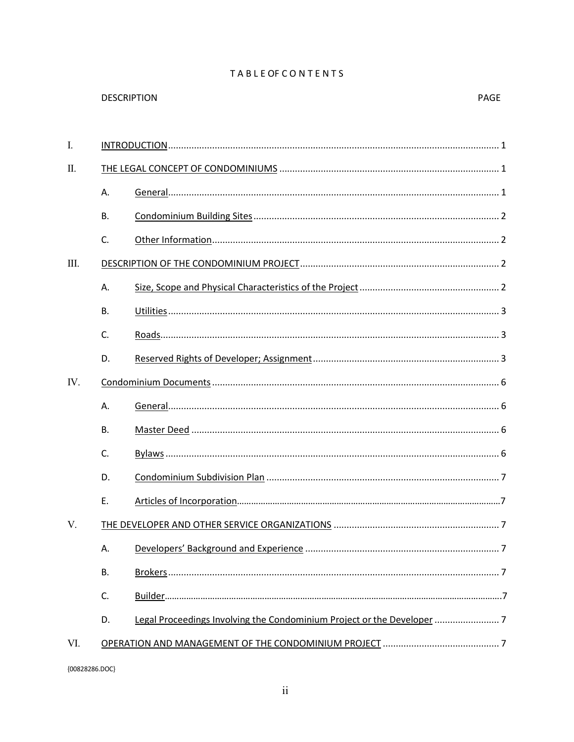# TABLE OF CONTENTS

| DESCRIPTION | | | PAGE |
|---|---|---|---|
| I. | INTRODUCTION | | 1 |
| II. | THE LEGAL CONCEPT OF CONDOMINIUMS | | 1 |
| | A. | General | 1 |
| | B. | Condominium Building Sites | 2 |
| | C. | Other Information | 2 |
| III. | DESCRIPTION OF THE CONDOMINIUM PROJECT | | 2 |
| | A. | Size, Scope and Physical Characteristics of the Project | 2 |
| | B. | Utilities | 3 |
| | C. | Roads | 3 |
| | D. | Reserved Rights of Developer; Assignment | 3 |
| IV. | Condominium Documents | | 6 |
| | A. | General | 6 |
| | B. | Master Deed | 6 |
| | C. | Bylaws | 6 |
| | D. | Condominium Subdivision Plan | 7 |
| | E. | Articles of Incorporation | 7 |
| V. | THE DEVELOPER AND OTHER SERVICE ORGANIZATIONS | | 7 |
| | A. | Developers' Background and Experience | 7 |
| | B. | Brokers | 7 |
| | C. | Builder | 7 |
| | D. | Legal Proceedings Involving the Condominium Project or the Developer | 7 |
| VI. | OPERATION AND MANAGEMENT OF THE CONDOMINIUM PROJECT | | 7 |

{00828286.DOC}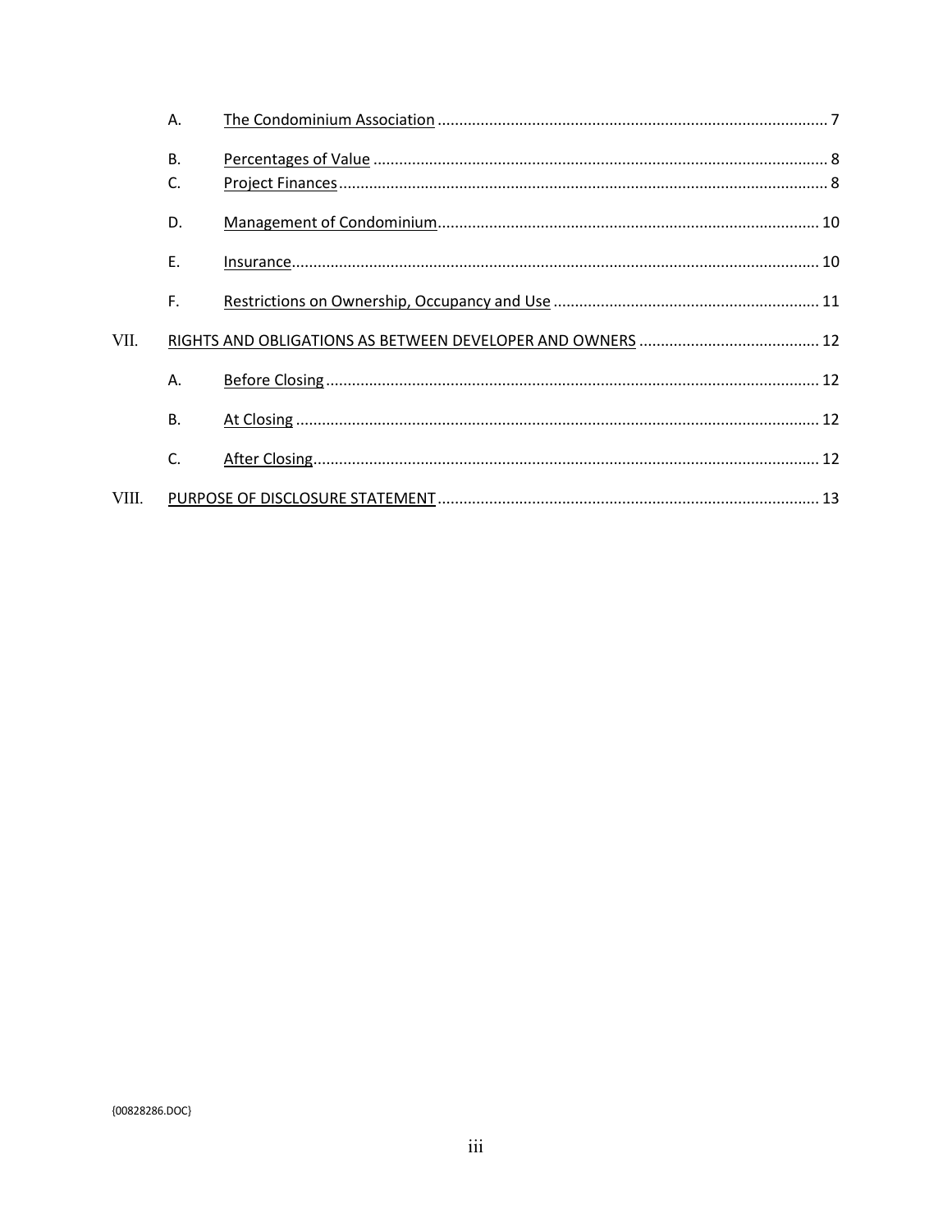A. The Condominium Association ........................................................................................... 7

B. Percentages of Value ......................................................................................................... 8

C. Project Finances ................................................................................................................. 8

D. Management of Condominium ........................................................................................ 10

E. Insurance .......................................................................................................................... 10

F. Restrictions on Ownership, Occupancy and Use ............................................................. 11

VII. RIGHTS AND OBLIGATIONS AS BETWEEN DEVELOPER AND OWNERS .......................................... 12

A. Before Closing .................................................................................................................. 12

B. At Closing .......................................................................................................................... 12

C. After Closing ..................................................................................................................... 12

VIII. PURPOSE OF DISCLOSURE STATEMENT ......................................................................................... 13

{00828286.DOC}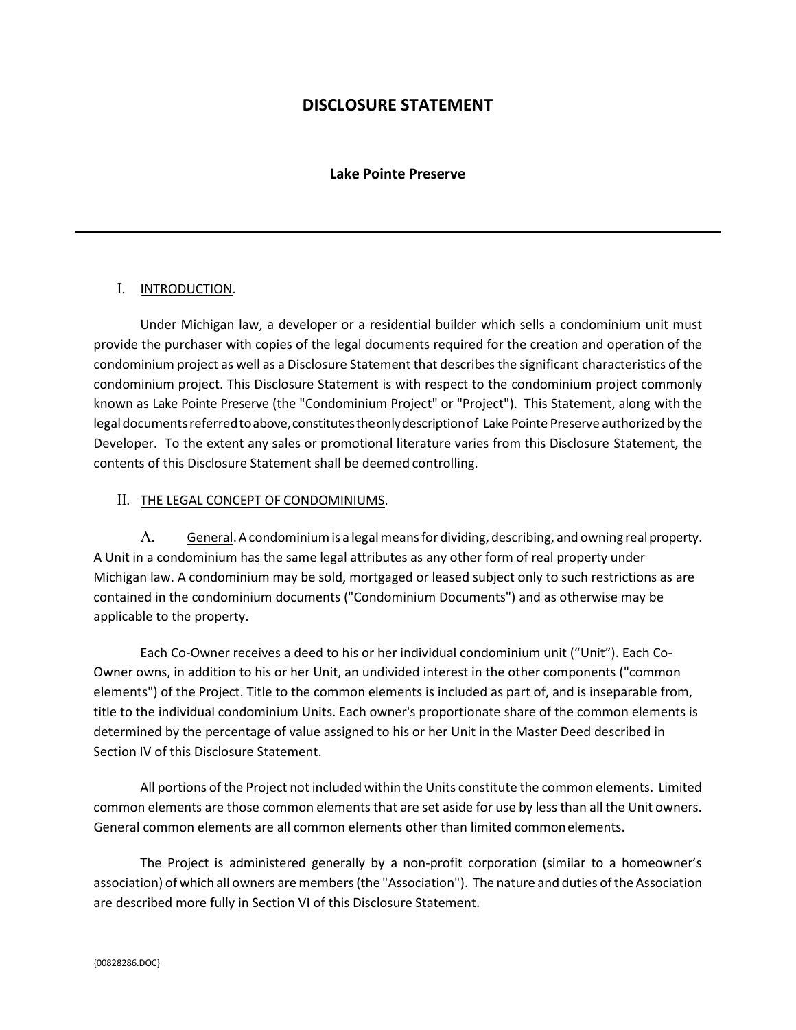# DISCLOSURE STATEMENT

**Lake Pointe Preserve**

---

## I. INTRODUCTION.

Under Michigan law, a developer or a residential builder which sells a condominium unit must provide the purchaser with copies of the legal documents required for the creation and operation of the condominium project as well as a Disclosure Statement that describes the significant characteristics of the condominium project. This Disclosure Statement is with respect to the condominium project commonly known as Lake Pointe Preserve (the "Condominium Project" or "Project"). This Statement, along with the legal documents referred to above, constitutes the only description of Lake Pointe Preserve authorized by the Developer. To the extent any sales or promotional literature varies from this Disclosure Statement, the contents of this Disclosure Statement shall be deemed controlling.

## II. THE LEGAL CONCEPT OF CONDOMINIUMS.

A. General. A condominium is a legal means for dividing, describing, and owning real property. A Unit in a condominium has the same legal attributes as any other form of real property under Michigan law. A condominium may be sold, mortgaged or leased subject only to such restrictions as are contained in the condominium documents ("Condominium Documents") and as otherwise may be applicable to the property.

Each Co-Owner receives a deed to his or her individual condominium unit ("Unit"). Each Co-Owner owns, in addition to his or her Unit, an undivided interest in the other components ("common elements") of the Project. Title to the common elements is included as part of, and is inseparable from, title to the individual condominium Units. Each owner's proportionate share of the common elements is determined by the percentage of value assigned to his or her Unit in the Master Deed described in Section IV of this Disclosure Statement.

All portions of the Project not included within the Units constitute the common elements. Limited common elements are those common elements that are set aside for use by less than all the Unit owners. General common elements are all common elements other than limited common elements.

The Project is administered generally by a non-profit corporation (similar to a homeowner's association) of which all owners are members (the "Association"). The nature and duties of the Association are described more fully in Section VI of this Disclosure Statement.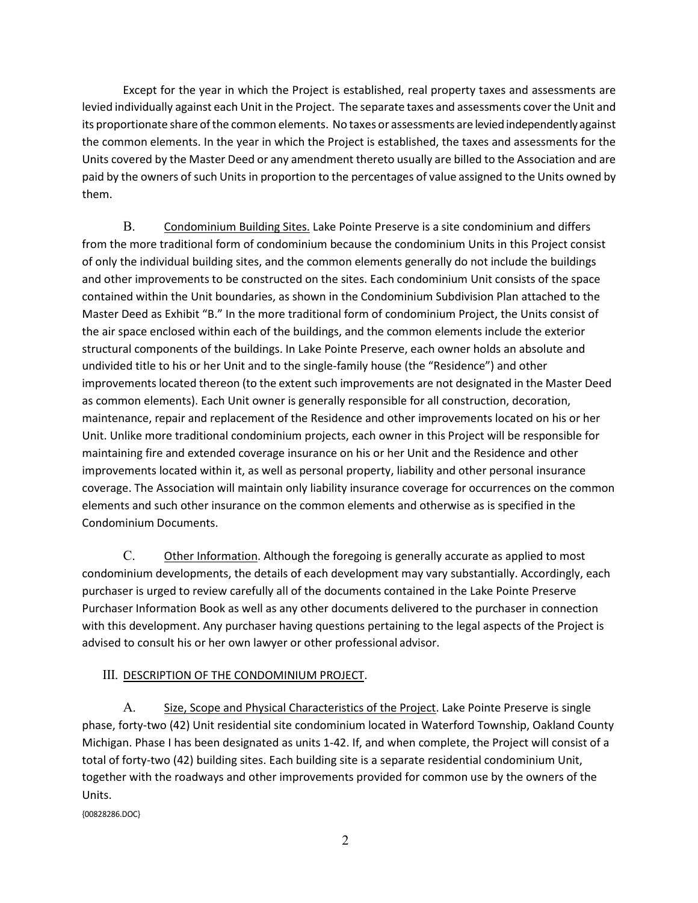Except for the year in which the Project is established, real property taxes and assessments are levied individually against each Unit in the Project. The separate taxes and assessments cover the Unit and its proportionate share of the common elements. No taxes or assessments are levied independently against the common elements. In the year in which the Project is established, the taxes and assessments for the Units covered by the Master Deed or any amendment thereto usually are billed to the Association and are paid by the owners of such Units in proportion to the percentages of value assigned to the Units owned by them.

B. Condominium Building Sites. Lake Pointe Preserve is a site condominium and differs from the more traditional form of condominium because the condominium Units in this Project consist of only the individual building sites, and the common elements generally do not include the buildings and other improvements to be constructed on the sites. Each condominium Unit consists of the space contained within the Unit boundaries, as shown in the Condominium Subdivision Plan attached to the Master Deed as Exhibit "B." In the more traditional form of condominium Project, the Units consist of the air space enclosed within each of the buildings, and the common elements include the exterior structural components of the buildings. In Lake Pointe Preserve, each owner holds an absolute and undivided title to his or her Unit and to the single-family house (the "Residence") and other improvements located thereon (to the extent such improvements are not designated in the Master Deed as common elements). Each Unit owner is generally responsible for all construction, decoration, maintenance, repair and replacement of the Residence and other improvements located on his or her Unit. Unlike more traditional condominium projects, each owner in this Project will be responsible for maintaining fire and extended coverage insurance on his or her Unit and the Residence and other improvements located within it, as well as personal property, liability and other personal insurance coverage. The Association will maintain only liability insurance coverage for occurrences on the common elements and such other insurance on the common elements and otherwise as is specified in the Condominium Documents.

C. Other Information. Although the foregoing is generally accurate as applied to most condominium developments, the details of each development may vary substantially. Accordingly, each purchaser is urged to review carefully all of the documents contained in the Lake Pointe Preserve Purchaser Information Book as well as any other documents delivered to the purchaser in connection with this development. Any purchaser having questions pertaining to the legal aspects of the Project is advised to consult his or her own lawyer or other professional advisor.

## III. DESCRIPTION OF THE CONDOMINIUM PROJECT.

A. Size, Scope and Physical Characteristics of the Project. Lake Pointe Preserve is single phase, forty-two (42) Unit residential site condominium located in Waterford Township, Oakland County Michigan. Phase I has been designated as units 1-42. If, and when complete, the Project will consist of a total of forty-two (42) building sites. Each building site is a separate residential condominium Unit, together with the roadways and other improvements provided for common use by the owners of the Units.

{00828286.DOC}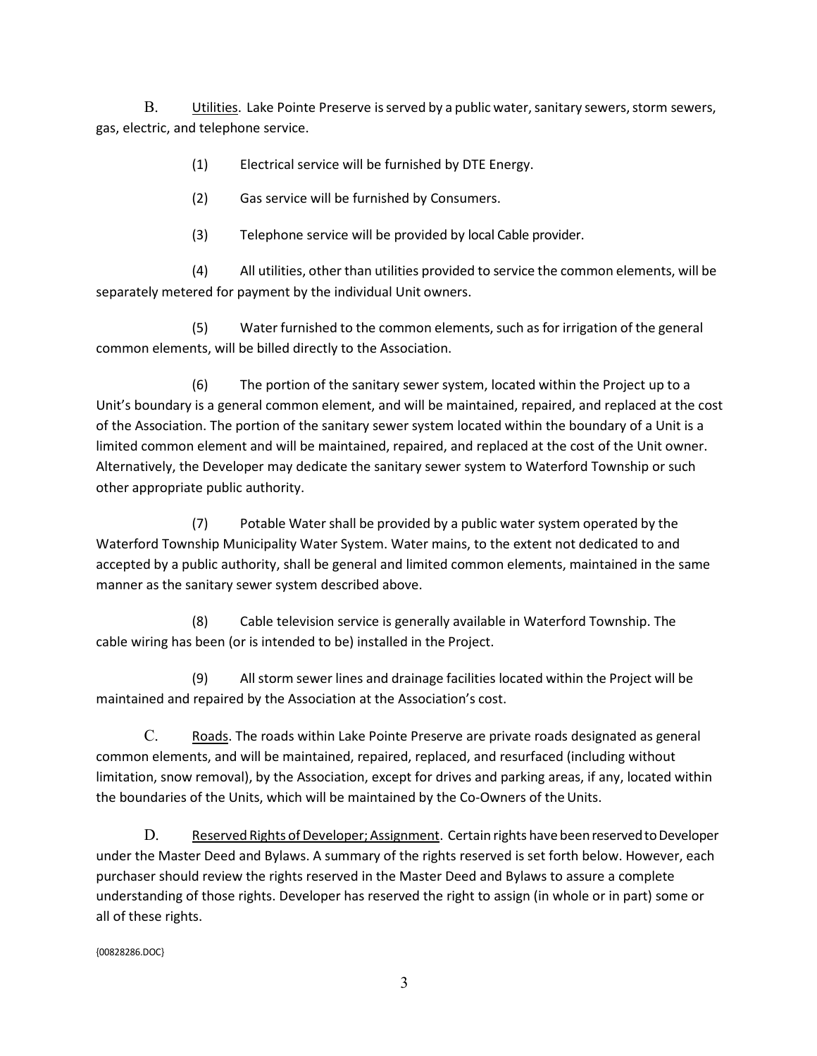B. <u>Utilities</u>. Lake Pointe Preserve is served by a public water, sanitary sewers, storm sewers, gas, electric, and telephone service.

(1) Electrical service will be furnished by DTE Energy.

(2) Gas service will be furnished by Consumers.

(3) Telephone service will be provided by local Cable provider.

(4) All utilities, other than utilities provided to service the common elements, will be separately metered for payment by the individual Unit owners.

(5) Water furnished to the common elements, such as for irrigation of the general common elements, will be billed directly to the Association.

(6) The portion of the sanitary sewer system, located within the Project up to a Unit's boundary is a general common element, and will be maintained, repaired, and replaced at the cost of the Association. The portion of the sanitary sewer system located within the boundary of a Unit is a limited common element and will be maintained, repaired, and replaced at the cost of the Unit owner. Alternatively, the Developer may dedicate the sanitary sewer system to Waterford Township or such other appropriate public authority.

(7) Potable Water shall be provided by a public water system operated by the Waterford Township Municipality Water System. Water mains, to the extent not dedicated to and accepted by a public authority, shall be general and limited common elements, maintained in the same manner as the sanitary sewer system described above.

(8) Cable television service is generally available in Waterford Township. The cable wiring has been (or is intended to be) installed in the Project.

(9) All storm sewer lines and drainage facilities located within the Project will be maintained and repaired by the Association at the Association's cost.

C. <u>Roads</u>. The roads within Lake Pointe Preserve are private roads designated as general common elements, and will be maintained, repaired, replaced, and resurfaced (including without limitation, snow removal), by the Association, except for drives and parking areas, if any, located within the boundaries of the Units, which will be maintained by the Co-Owners of the Units.

D. <u>Reserved Rights of Developer; Assignment</u>. Certain rights have been reserved to Developer under the Master Deed and Bylaws. A summary of the rights reserved is set forth below. However, each purchaser should review the rights reserved in the Master Deed and Bylaws to assure a complete understanding of those rights. Developer has reserved the right to assign (in whole or in part) some or all of these rights.

{00828286.DOC}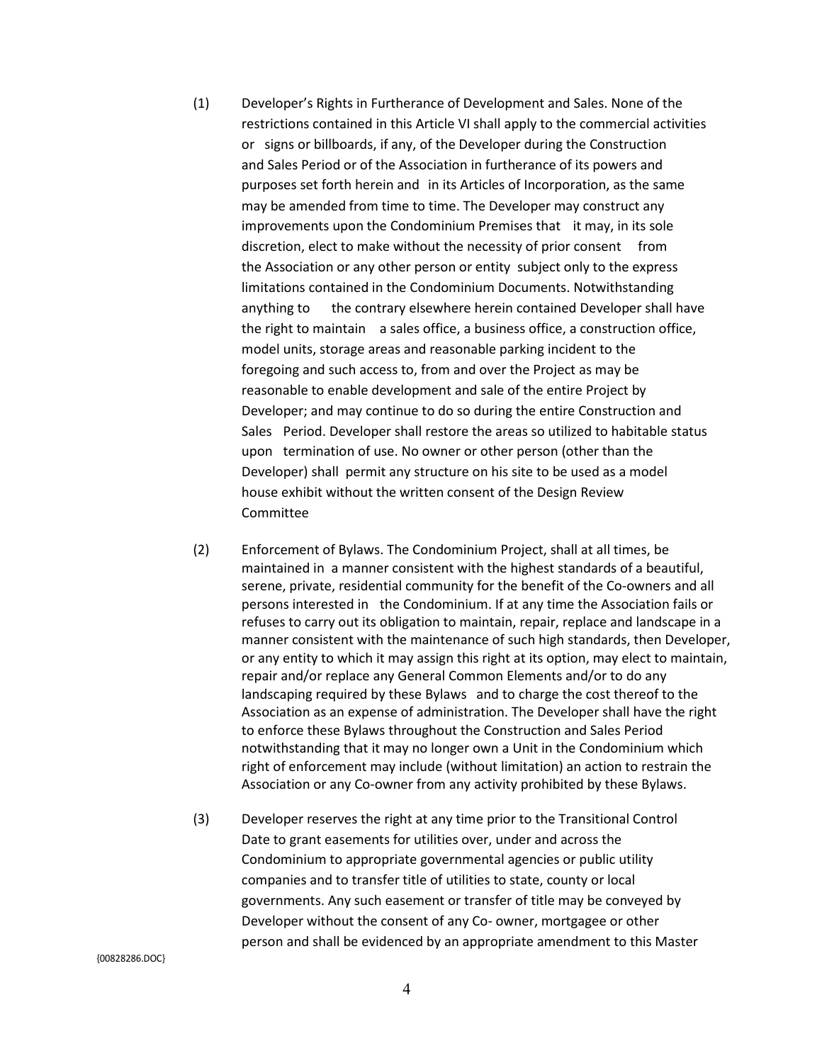(1) Developer's Rights in Furtherance of Development and Sales. None of the restrictions contained in this Article VI shall apply to the commercial activities or signs or billboards, if any, of the Developer during the Construction and Sales Period or of the Association in furtherance of its powers and purposes set forth herein and in its Articles of Incorporation, as the same may be amended from time to time. The Developer may construct any improvements upon the Condominium Premises that it may, in its sole discretion, elect to make without the necessity of prior consent from the Association or any other person or entity subject only to the express limitations contained in the Condominium Documents. Notwithstanding anything to the contrary elsewhere herein contained Developer shall have the right to maintain a sales office, a business office, a construction office, model units, storage areas and reasonable parking incident to the foregoing and such access to, from and over the Project as may be reasonable to enable development and sale of the entire Project by Developer; and may continue to do so during the entire Construction and Sales Period. Developer shall restore the areas so utilized to habitable status upon termination of use. No owner or other person (other than the Developer) shall permit any structure on his site to be used as a model house exhibit without the written consent of the Design Review Committee

(2) Enforcement of Bylaws. The Condominium Project, shall at all times, be maintained in a manner consistent with the highest standards of a beautiful, serene, private, residential community for the benefit of the Co-owners and all persons interested in the Condominium. If at any time the Association fails or refuses to carry out its obligation to maintain, repair, replace and landscape in a manner consistent with the maintenance of such high standards, then Developer, or any entity to which it may assign this right at its option, may elect to maintain, repair and/or replace any General Common Elements and/or to do any landscaping required by these Bylaws and to charge the cost thereof to the Association as an expense of administration. The Developer shall have the right to enforce these Bylaws throughout the Construction and Sales Period notwithstanding that it may no longer own a Unit in the Condominium which right of enforcement may include (without limitation) an action to restrain the Association or any Co-owner from any activity prohibited by these Bylaws.

(3) Developer reserves the right at any time prior to the Transitional Control Date to grant easements for utilities over, under and across the Condominium to appropriate governmental agencies or public utility companies and to transfer title of utilities to state, county or local governments. Any such easement or transfer of title may be conveyed by Developer without the consent of any Co- owner, mortgagee or other person and shall be evidenced by an appropriate amendment to this Master

{00828286.DOC}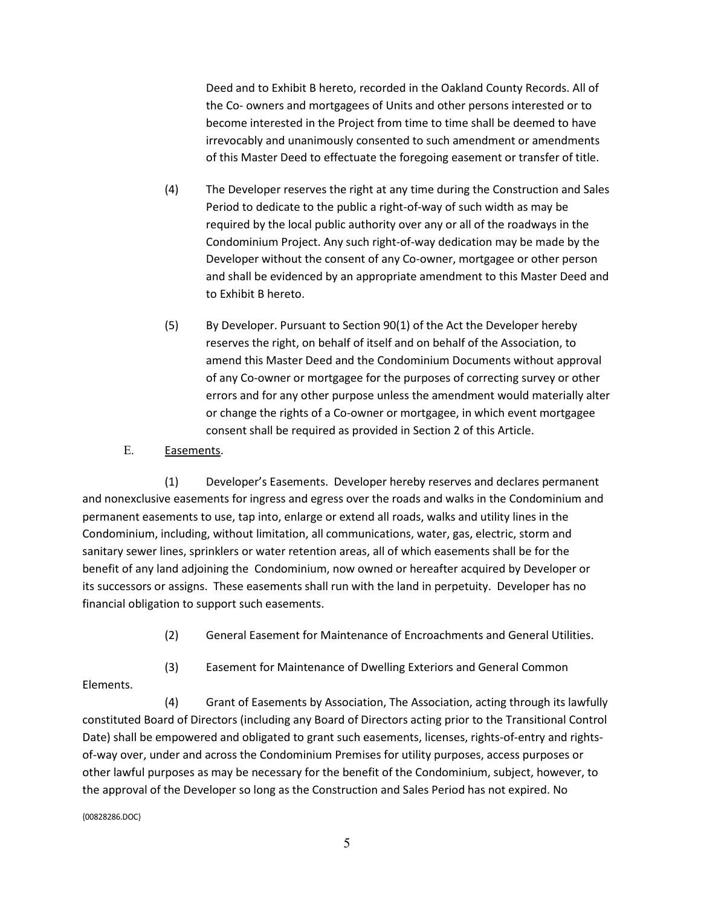Deed and to Exhibit B hereto, recorded in the Oakland County Records. All of the Co- owners and mortgagees of Units and other persons interested or to become interested in the Project from time to time shall be deemed to have irrevocably and unanimously consented to such amendment or amendments of this Master Deed to effectuate the foregoing easement or transfer of title.

(4) The Developer reserves the right at any time during the Construction and Sales Period to dedicate to the public a right-of-way of such width as may be required by the local public authority over any or all of the roadways in the Condominium Project. Any such right-of-way dedication may be made by the Developer without the consent of any Co-owner, mortgagee or other person and shall be evidenced by an appropriate amendment to this Master Deed and to Exhibit B hereto.

(5) By Developer. Pursuant to Section 90(1) of the Act the Developer hereby reserves the right, on behalf of itself and on behalf of the Association, to amend this Master Deed and the Condominium Documents without approval of any Co-owner or mortgagee for the purposes of correcting survey or other errors and for any other purpose unless the amendment would materially alter or change the rights of a Co-owner or mortgagee, in which event mortgagee consent shall be required as provided in Section 2 of this Article.

E. Easements.

(1) Developer's Easements. Developer hereby reserves and declares permanent and nonexclusive easements for ingress and egress over the roads and walks in the Condominium and permanent easements to use, tap into, enlarge or extend all roads, walks and utility lines in the Condominium, including, without limitation, all communications, water, gas, electric, storm and sanitary sewer lines, sprinklers or water retention areas, all of which easements shall be for the benefit of any land adjoining the Condominium, now owned or hereafter acquired by Developer or its successors or assigns. These easements shall run with the land in perpetuity. Developer has no financial obligation to support such easements.

(2) General Easement for Maintenance of Encroachments and General Utilities.

(3) Easement for Maintenance of Dwelling Exteriors and General Common Elements.

(4) Grant of Easements by Association, The Association, acting through its lawfully constituted Board of Directors (including any Board of Directors acting prior to the Transitional Control Date) shall be empowered and obligated to grant such easements, licenses, rights-of-entry and rights-of-way over, under and across the Condominium Premises for utility purposes, access purposes or other lawful purposes as may be necessary for the benefit of the Condominium, subject, however, to the approval of the Developer so long as the Construction and Sales Period has not expired. No

{00828286.DOC}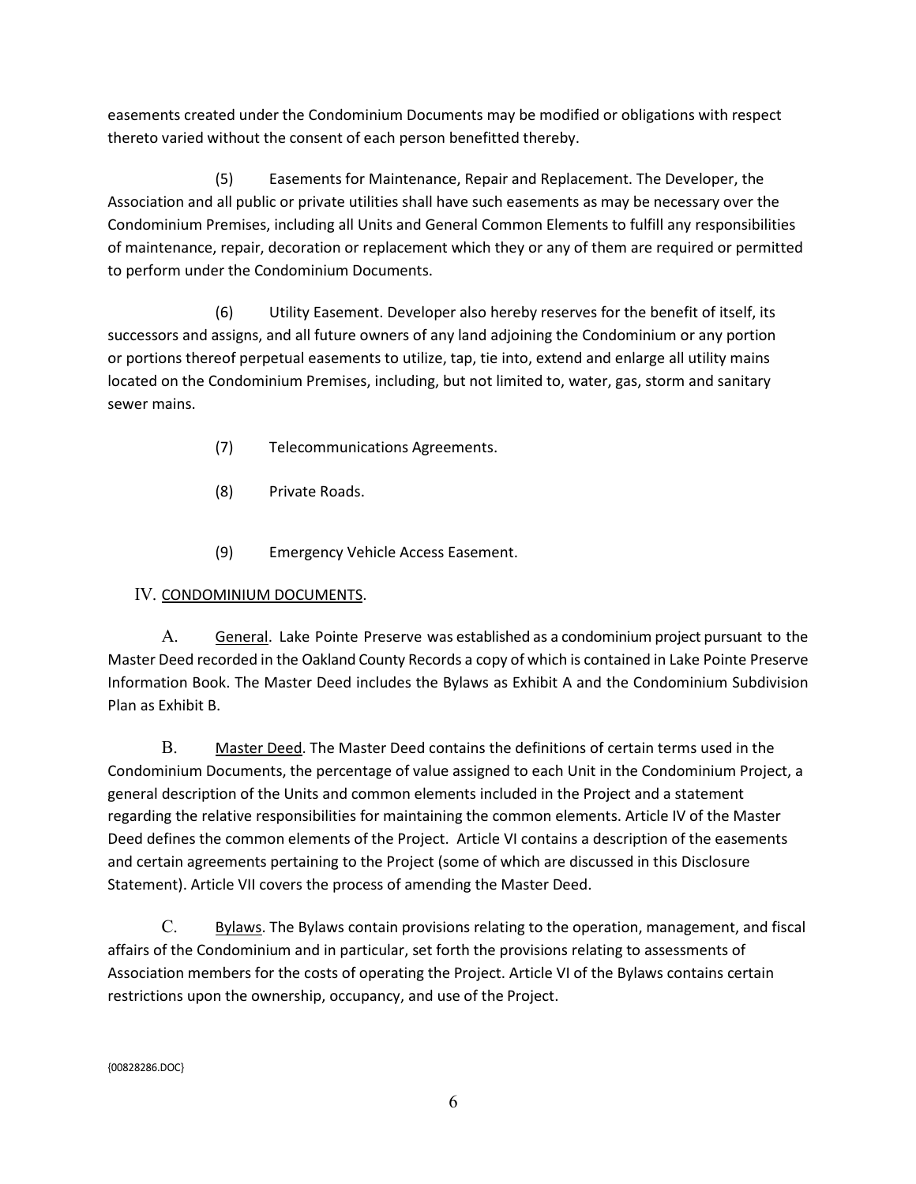easements created under the Condominium Documents may be modified or obligations with respect thereto varied without the consent of each person benefitted thereby.

(5) Easements for Maintenance, Repair and Replacement. The Developer, the Association and all public or private utilities shall have such easements as may be necessary over the Condominium Premises, including all Units and General Common Elements to fulfill any responsibilities of maintenance, repair, decoration or replacement which they or any of them are required or permitted to perform under the Condominium Documents.

(6) Utility Easement. Developer also hereby reserves for the benefit of itself, its successors and assigns, and all future owners of any land adjoining the Condominium or any portion or portions thereof perpetual easements to utilize, tap, tie into, extend and enlarge all utility mains located on the Condominium Premises, including, but not limited to, water, gas, storm and sanitary sewer mains.

(7) Telecommunications Agreements.

(8) Private Roads.

(9) Emergency Vehicle Access Easement.

## IV. CONDOMINIUM DOCUMENTS.

A. General. Lake Pointe Preserve was established as a condominium project pursuant to the Master Deed recorded in the Oakland County Records a copy of which is contained in Lake Pointe Preserve Information Book. The Master Deed includes the Bylaws as Exhibit A and the Condominium Subdivision Plan as Exhibit B.

B. Master Deed. The Master Deed contains the definitions of certain terms used in the Condominium Documents, the percentage of value assigned to each Unit in the Condominium Project, a general description of the Units and common elements included in the Project and a statement regarding the relative responsibilities for maintaining the common elements. Article IV of the Master Deed defines the common elements of the Project. Article VI contains a description of the easements and certain agreements pertaining to the Project (some of which are discussed in this Disclosure Statement). Article VII covers the process of amending the Master Deed.

C. Bylaws. The Bylaws contain provisions relating to the operation, management, and fiscal affairs of the Condominium and in particular, set forth the provisions relating to assessments of Association members for the costs of operating the Project. Article VI of the Bylaws contains certain restrictions upon the ownership, occupancy, and use of the Project.

{00828286.DOC}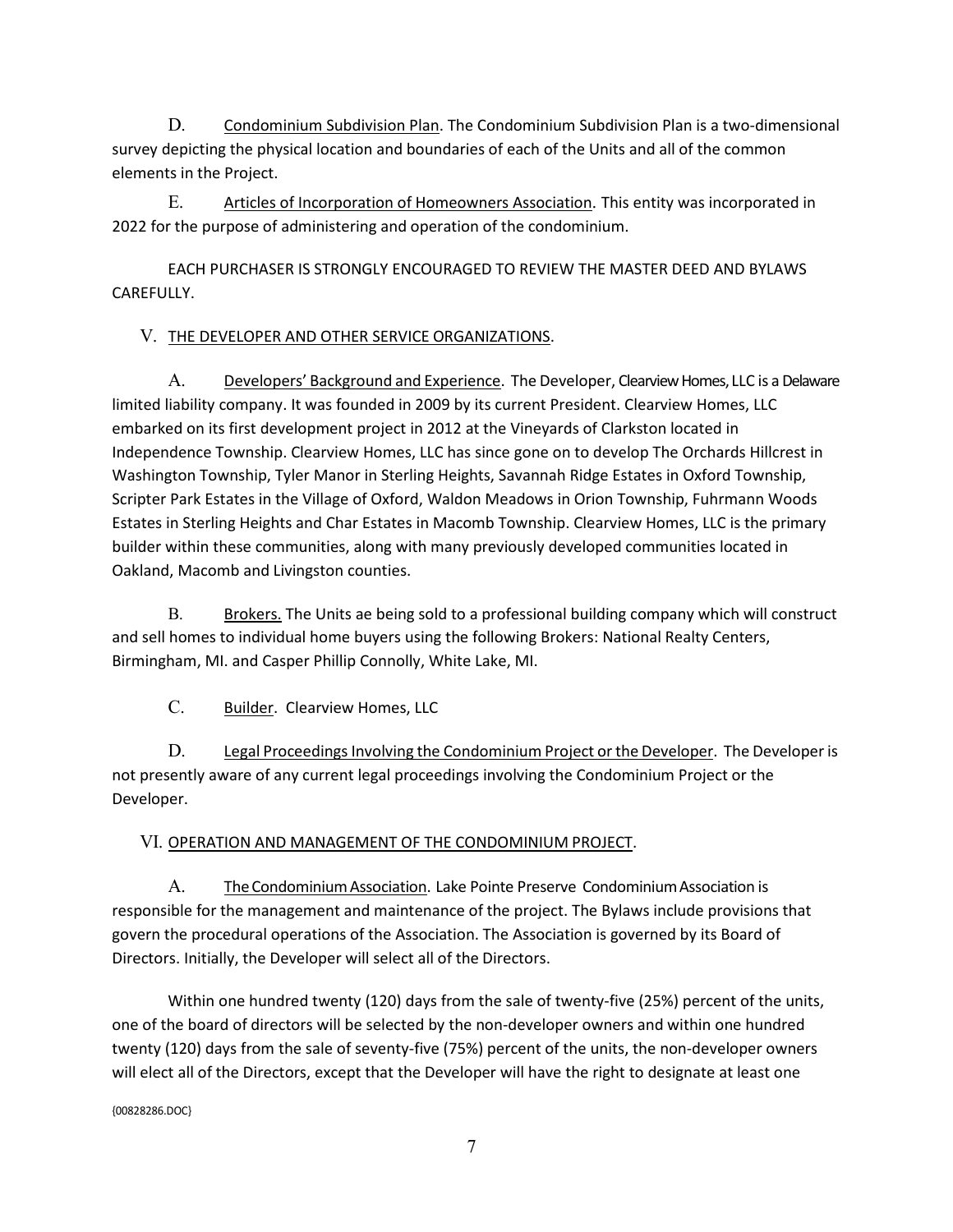D. Condominium Subdivision Plan. The Condominium Subdivision Plan is a two-dimensional survey depicting the physical location and boundaries of each of the Units and all of the common elements in the Project.

E. Articles of Incorporation of Homeowners Association. This entity was incorporated in 2022 for the purpose of administering and operation of the condominium.

EACH PURCHASER IS STRONGLY ENCOURAGED TO REVIEW THE MASTER DEED AND BYLAWS CAREFULLY.

## V. THE DEVELOPER AND OTHER SERVICE ORGANIZATIONS.

A. Developers' Background and Experience. The Developer, Clearview Homes, LLC is a Delaware limited liability company. It was founded in 2009 by its current President. Clearview Homes, LLC embarked on its first development project in 2012 at the Vineyards of Clarkston located in Independence Township. Clearview Homes, LLC has since gone on to develop The Orchards Hillcrest in Washington Township, Tyler Manor in Sterling Heights, Savannah Ridge Estates in Oxford Township, Scripter Park Estates in the Village of Oxford, Waldon Meadows in Orion Township, Fuhrmann Woods Estates in Sterling Heights and Char Estates in Macomb Township. Clearview Homes, LLC is the primary builder within these communities, along with many previously developed communities located in Oakland, Macomb and Livingston counties.

B. Brokers. The Units ae being sold to a professional building company which will construct and sell homes to individual home buyers using the following Brokers: National Realty Centers, Birmingham, MI. and Casper Phillip Connolly, White Lake, MI.

C. Builder. Clearview Homes, LLC

D. Legal Proceedings Involving the Condominium Project or the Developer. The Developer is not presently aware of any current legal proceedings involving the Condominium Project or the Developer.

## VI. OPERATION AND MANAGEMENT OF THE CONDOMINIUM PROJECT.

A. The Condominium Association. Lake Pointe Preserve Condominium Association is responsible for the management and maintenance of the project. The Bylaws include provisions that govern the procedural operations of the Association. The Association is governed by its Board of Directors. Initially, the Developer will select all of the Directors.

Within one hundred twenty (120) days from the sale of twenty-five (25%) percent of the units, one of the board of directors will be selected by the non-developer owners and within one hundred twenty (120) days from the sale of seventy-five (75%) percent of the units, the non-developer owners will elect all of the Directors, except that the Developer will have the right to designate at least one

{00828286.DOC}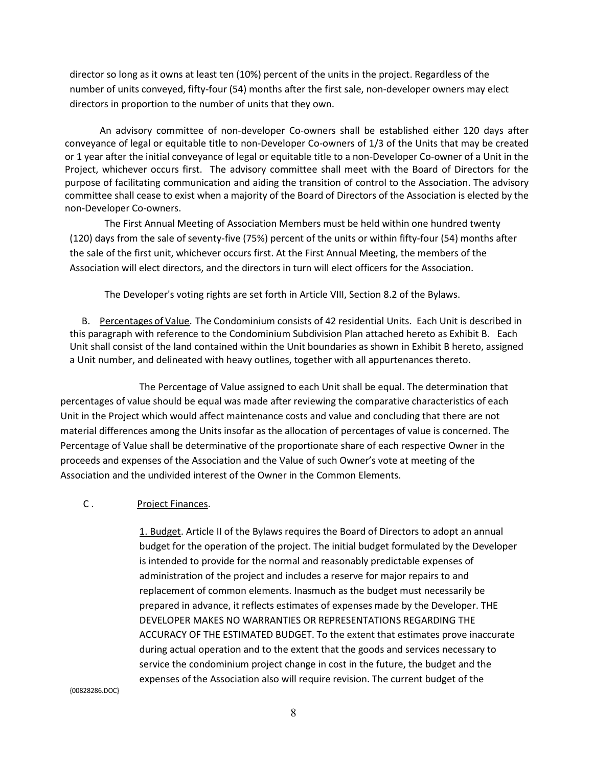director so long as it owns at least ten (10%) percent of the units in the project. Regardless of the number of units conveyed, fifty-four (54) months after the first sale, non-developer owners may elect directors in proportion to the number of units that they own.

An advisory committee of non-developer Co-owners shall be established either 120 days after conveyance of legal or equitable title to non-Developer Co-owners of 1/3 of the Units that may be created or 1 year after the initial conveyance of legal or equitable title to a non-Developer Co-owner of a Unit in the Project, whichever occurs first. The advisory committee shall meet with the Board of Directors for the purpose of facilitating communication and aiding the transition of control to the Association. The advisory committee shall cease to exist when a majority of the Board of Directors of the Association is elected by the non-Developer Co-owners.

The First Annual Meeting of Association Members must be held within one hundred twenty (120) days from the sale of seventy-five (75%) percent of the units or within fifty-four (54) months after the sale of the first unit, whichever occurs first. At the First Annual Meeting, the members of the Association will elect directors, and the directors in turn will elect officers for the Association.

The Developer's voting rights are set forth in Article VIII, Section 8.2 of the Bylaws.

B. Percentages of Value. The Condominium consists of 42 residential Units. Each Unit is described in this paragraph with reference to the Condominium Subdivision Plan attached hereto as Exhibit B. Each Unit shall consist of the land contained within the Unit boundaries as shown in Exhibit B hereto, assigned a Unit number, and delineated with heavy outlines, together with all appurtenances thereto.

The Percentage of Value assigned to each Unit shall be equal. The determination that percentages of value should be equal was made after reviewing the comparative characteristics of each Unit in the Project which would affect maintenance costs and value and concluding that there are not material differences among the Units insofar as the allocation of percentages of value is concerned. The Percentage of Value shall be determinative of the proportionate share of each respective Owner in the proceeds and expenses of the Association and the Value of such Owner's vote at meeting of the Association and the undivided interest of the Owner in the Common Elements.

C. Project Finances.

1. Budget. Article II of the Bylaws requires the Board of Directors to adopt an annual budget for the operation of the project. The initial budget formulated by the Developer is intended to provide for the normal and reasonably predictable expenses of administration of the project and includes a reserve for major repairs to and replacement of common elements. Inasmuch as the budget must necessarily be prepared in advance, it reflects estimates of expenses made by the Developer. THE DEVELOPER MAKES NO WARRANTIES OR REPRESENTATIONS REGARDING THE ACCURACY OF THE ESTIMATED BUDGET. To the extent that estimates prove inaccurate during actual operation and to the extent that the goods and services necessary to service the condominium project change in cost in the future, the budget and the expenses of the Association also will require revision. The current budget of the

{00828286.DOC}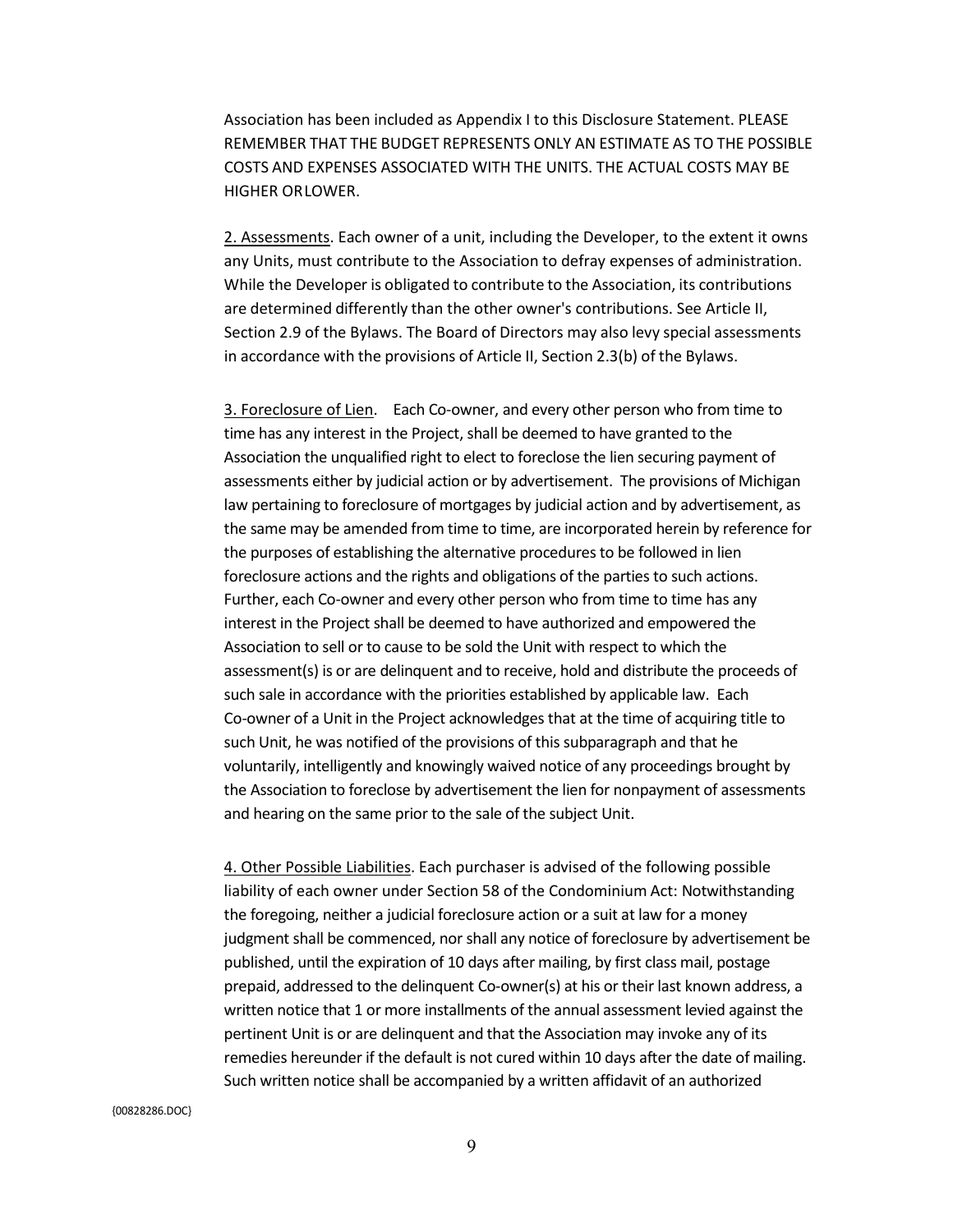Association has been included as Appendix I to this Disclosure Statement. PLEASE REMEMBER THAT THE BUDGET REPRESENTS ONLY AN ESTIMATE AS TO THE POSSIBLE COSTS AND EXPENSES ASSOCIATED WITH THE UNITS. THE ACTUAL COSTS MAY BE HIGHER OR LOWER.

<u>2. Assessments</u>. Each owner of a unit, including the Developer, to the extent it owns any Units, must contribute to the Association to defray expenses of administration. While the Developer is obligated to contribute to the Association, its contributions are determined differently than the other owner's contributions. See Article II, Section 2.9 of the Bylaws. The Board of Directors may also levy special assessments in accordance with the provisions of Article II, Section 2.3(b) of the Bylaws.

<u>3. Foreclosure of Lien</u>. Each Co-owner, and every other person who from time to time has any interest in the Project, shall be deemed to have granted to the Association the unqualified right to elect to foreclose the lien securing payment of assessments either by judicial action or by advertisement. The provisions of Michigan law pertaining to foreclosure of mortgages by judicial action and by advertisement, as the same may be amended from time to time, are incorporated herein by reference for the purposes of establishing the alternative procedures to be followed in lien foreclosure actions and the rights and obligations of the parties to such actions. Further, each Co-owner and every other person who from time to time has any interest in the Project shall be deemed to have authorized and empowered the Association to sell or to cause to be sold the Unit with respect to which the assessment(s) is or are delinquent and to receive, hold and distribute the proceeds of such sale in accordance with the priorities established by applicable law. Each Co-owner of a Unit in the Project acknowledges that at the time of acquiring title to such Unit, he was notified of the provisions of this subparagraph and that he voluntarily, intelligently and knowingly waived notice of any proceedings brought by the Association to foreclose by advertisement the lien for nonpayment of assessments and hearing on the same prior to the sale of the subject Unit.

<u>4. Other Possible Liabilities</u>. Each purchaser is advised of the following possible liability of each owner under Section 58 of the Condominium Act: Notwithstanding the foregoing, neither a judicial foreclosure action or a suit at law for a money judgment shall be commenced, nor shall any notice of foreclosure by advertisement be published, until the expiration of 10 days after mailing, by first class mail, postage prepaid, addressed to the delinquent Co-owner(s) at his or their last known address, a written notice that 1 or more installments of the annual assessment levied against the pertinent Unit is or are delinquent and that the Association may invoke any of its remedies hereunder if the default is not cured within 10 days after the date of mailing. Such written notice shall be accompanied by a written affidavit of an authorized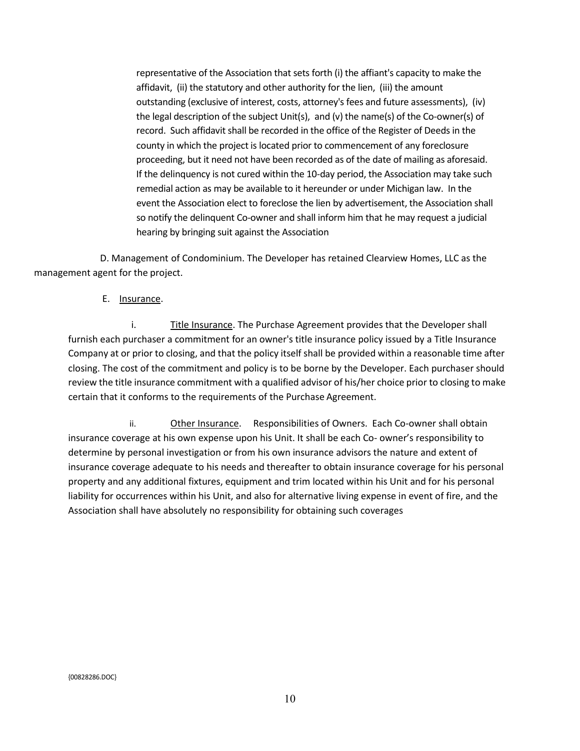representative of the Association that sets forth (i) the affiant's capacity to make the affidavit, (ii) the statutory and other authority for the lien, (iii) the amount outstanding (exclusive of interest, costs, attorney's fees and future assessments), (iv) the legal description of the subject Unit(s), and (v) the name(s) of the Co-owner(s) of record. Such affidavit shall be recorded in the office of the Register of Deeds in the county in which the project is located prior to commencement of any foreclosure proceeding, but it need not have been recorded as of the date of mailing as aforesaid. If the delinquency is not cured within the 10-day period, the Association may take such remedial action as may be available to it hereunder or under Michigan law. In the event the Association elect to foreclose the lien by advertisement, the Association shall so notify the delinquent Co-owner and shall inform him that he may request a judicial hearing by bringing suit against the Association

D. Management of Condominium. The Developer has retained Clearview Homes, LLC as the management agent for the project.

E. Insurance.

i. Title Insurance. The Purchase Agreement provides that the Developer shall furnish each purchaser a commitment for an owner's title insurance policy issued by a Title Insurance Company at or prior to closing, and that the policy itself shall be provided within a reasonable time after closing. The cost of the commitment and policy is to be borne by the Developer. Each purchaser should review the title insurance commitment with a qualified advisor of his/her choice prior to closing to make certain that it conforms to the requirements of the Purchase Agreement.

ii. Other Insurance. Responsibilities of Owners. Each Co-owner shall obtain insurance coverage at his own expense upon his Unit. It shall be each Co- owner's responsibility to determine by personal investigation or from his own insurance advisors the nature and extent of insurance coverage adequate to his needs and thereafter to obtain insurance coverage for his personal property and any additional fixtures, equipment and trim located within his Unit and for his personal liability for occurrences within his Unit, and also for alternative living expense in event of fire, and the Association shall have absolutely no responsibility for obtaining such coverages

{00828286.DOC}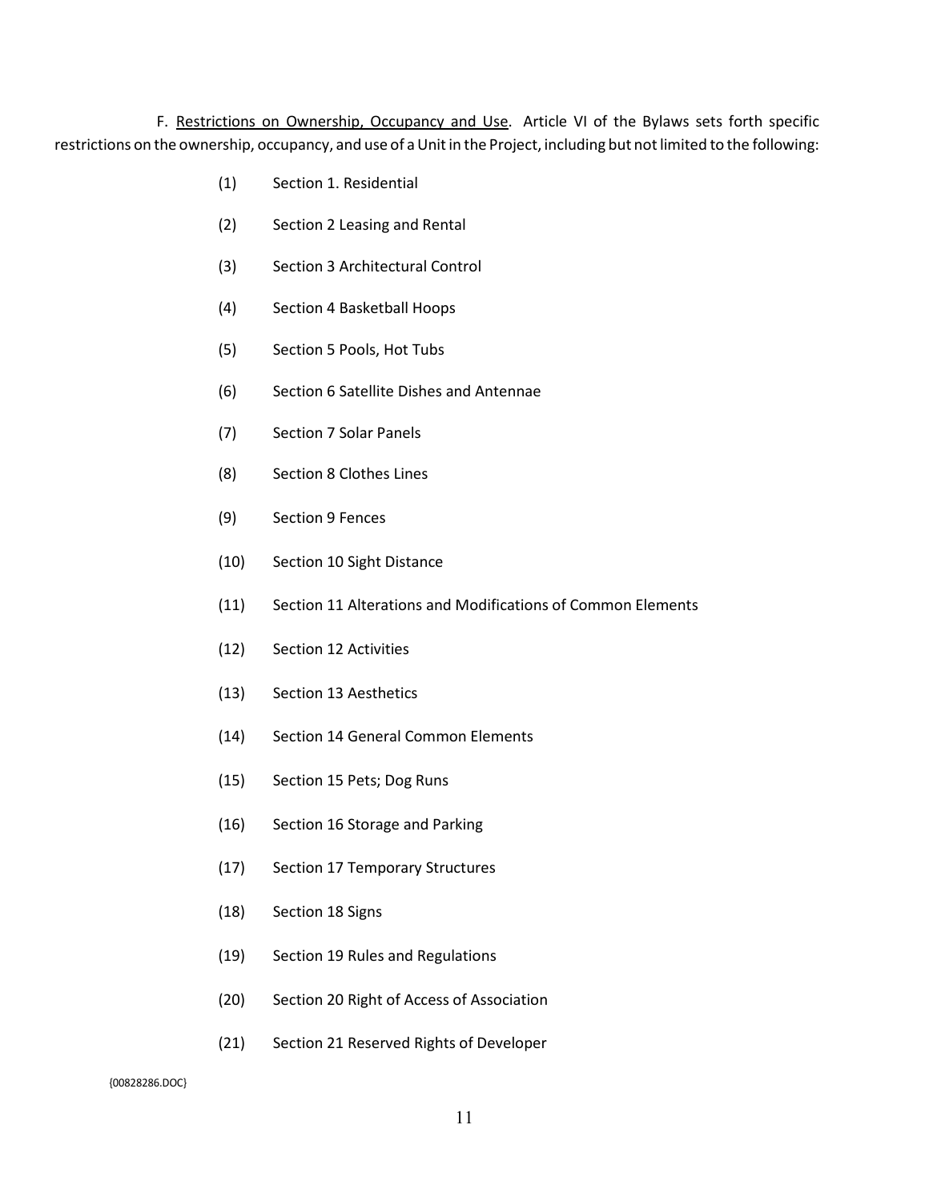F. Restrictions on Ownership, Occupancy and Use. Article VI of the Bylaws sets forth specific restrictions on the ownership, occupancy, and use of a Unit in the Project, including but not limited to the following:

(1) Section 1. Residential

(2) Section 2 Leasing and Rental

(3) Section 3 Architectural Control

(4) Section 4 Basketball Hoops

(5) Section 5 Pools, Hot Tubs

(6) Section 6 Satellite Dishes and Antennae

(7) Section 7 Solar Panels

(8) Section 8 Clothes Lines

(9) Section 9 Fences

(10) Section 10 Sight Distance

(11) Section 11 Alterations and Modifications of Common Elements

(12) Section 12 Activities

(13) Section 13 Aesthetics

(14) Section 14 General Common Elements

(15) Section 15 Pets; Dog Runs

(16) Section 16 Storage and Parking

(17) Section 17 Temporary Structures

(18) Section 18 Signs

(19) Section 19 Rules and Regulations

(20) Section 20 Right of Access of Association

(21) Section 21 Reserved Rights of Developer

{00828286.DOC}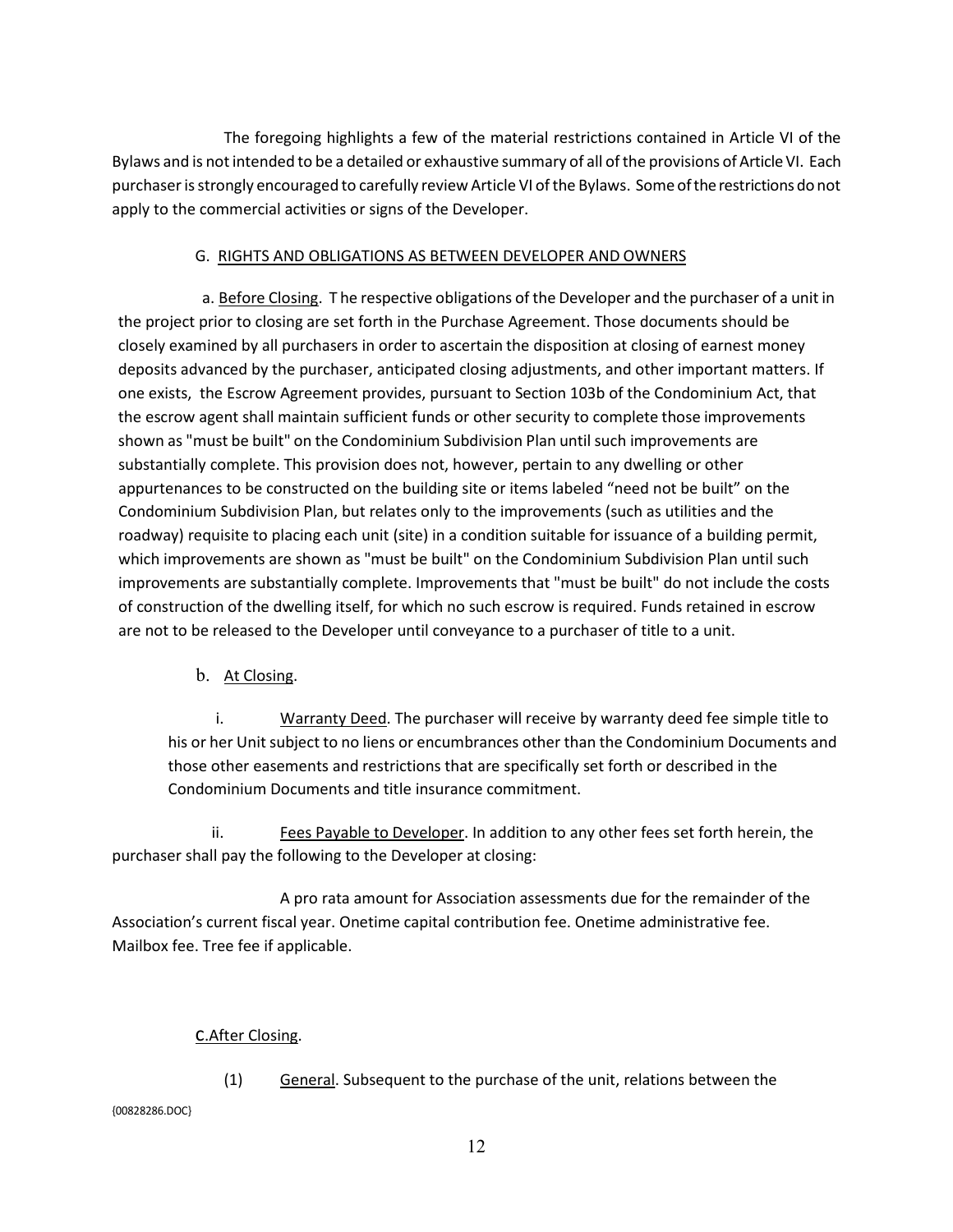The foregoing highlights a few of the material restrictions contained in Article VI of the Bylaws and is not intended to be a detailed or exhaustive summary of all of the provisions of Article VI. Each purchaser is strongly encouraged to carefully review Article VI of the Bylaws. Some of the restrictions do not apply to the commercial activities or signs of the Developer.

G. <u>RIGHTS AND OBLIGATIONS AS BETWEEN DEVELOPER AND OWNERS</u>

a. <u>Before Closing</u>. T he respective obligations of the Developer and the purchaser of a unit in the project prior to closing are set forth in the Purchase Agreement. Those documents should be closely examined by all purchasers in order to ascertain the disposition at closing of earnest money deposits advanced by the purchaser, anticipated closing adjustments, and other important matters. If one exists, the Escrow Agreement provides, pursuant to Section 103b of the Condominium Act, that the escrow agent shall maintain sufficient funds or other security to complete those improvements shown as "must be built" on the Condominium Subdivision Plan until such improvements are substantially complete. This provision does not, however, pertain to any dwelling or other appurtenances to be constructed on the building site or items labeled "need not be built" on the Condominium Subdivision Plan, but relates only to the improvements (such as utilities and the roadway) requisite to placing each unit (site) in a condition suitable for issuance of a building permit, which improvements are shown as "must be built" on the Condominium Subdivision Plan until such improvements are substantially complete. Improvements that "must be built" do not include the costs of construction of the dwelling itself, for which no such escrow is required. Funds retained in escrow are not to be released to the Developer until conveyance to a purchaser of title to a unit.

b. <u>At Closing</u>.

i. <u>Warranty Deed</u>. The purchaser will receive by warranty deed fee simple title to his or her Unit subject to no liens or encumbrances other than the Condominium Documents and those other easements and restrictions that are specifically set forth or described in the Condominium Documents and title insurance commitment.

ii. <u>Fees Payable to Developer</u>. In addition to any other fees set forth herein, the purchaser shall pay the following to the Developer at closing:

A pro rata amount for Association assessments due for the remainder of the Association's current fiscal year. Onetime capital contribution fee. Onetime administrative fee. Mailbox fee. Tree fee if applicable.

c. <u>After Closing</u>.

(1) <u>General</u>. Subsequent to the purchase of the unit, relations between the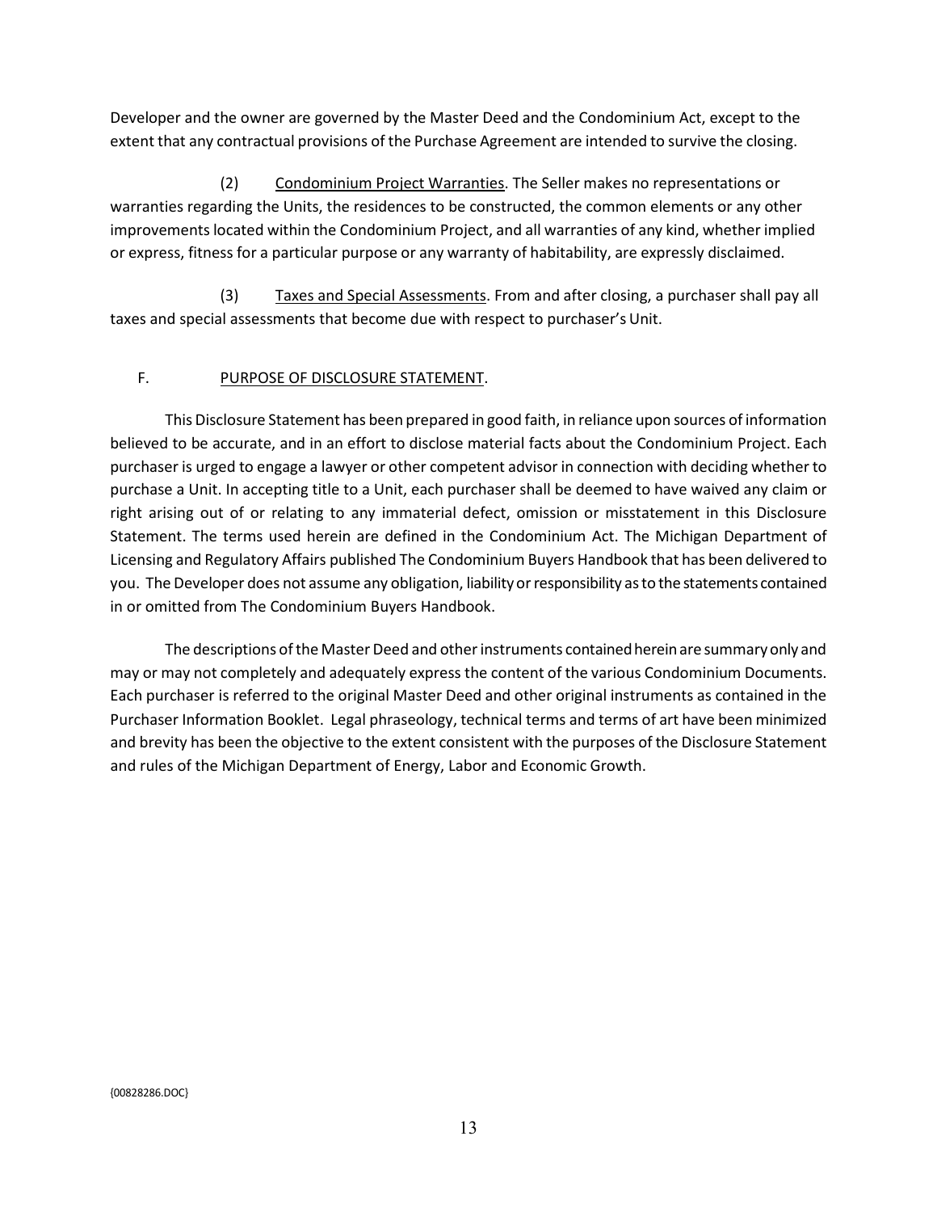Developer and the owner are governed by the Master Deed and the Condominium Act, except to the extent that any contractual provisions of the Purchase Agreement are intended to survive the closing.

(2) Condominium Project Warranties. The Seller makes no representations or warranties regarding the Units, the residences to be constructed, the common elements or any other improvements located within the Condominium Project, and all warranties of any kind, whether implied or express, fitness for a particular purpose or any warranty of habitability, are expressly disclaimed.

(3) Taxes and Special Assessments. From and after closing, a purchaser shall pay all taxes and special assessments that become due with respect to purchaser's Unit.

F. PURPOSE OF DISCLOSURE STATEMENT.

This Disclosure Statement has been prepared in good faith, in reliance upon sources of information believed to be accurate, and in an effort to disclose material facts about the Condominium Project. Each purchaser is urged to engage a lawyer or other competent advisor in connection with deciding whether to purchase a Unit. In accepting title to a Unit, each purchaser shall be deemed to have waived any claim or right arising out of or relating to any immaterial defect, omission or misstatement in this Disclosure Statement. The terms used herein are defined in the Condominium Act. The Michigan Department of Licensing and Regulatory Affairs published The Condominium Buyers Handbook that has been delivered to you. The Developer does not assume any obligation, liability or responsibility as to the statements contained in or omitted from The Condominium Buyers Handbook.

The descriptions of the Master Deed and other instruments contained herein are summary only and may or may not completely and adequately express the content of the various Condominium Documents. Each purchaser is referred to the original Master Deed and other original instruments as contained in the Purchaser Information Booklet. Legal phraseology, technical terms and terms of art have been minimized and brevity has been the objective to the extent consistent with the purposes of the Disclosure Statement and rules of the Michigan Department of Energy, Labor and Economic Growth.

{00828286.DOC}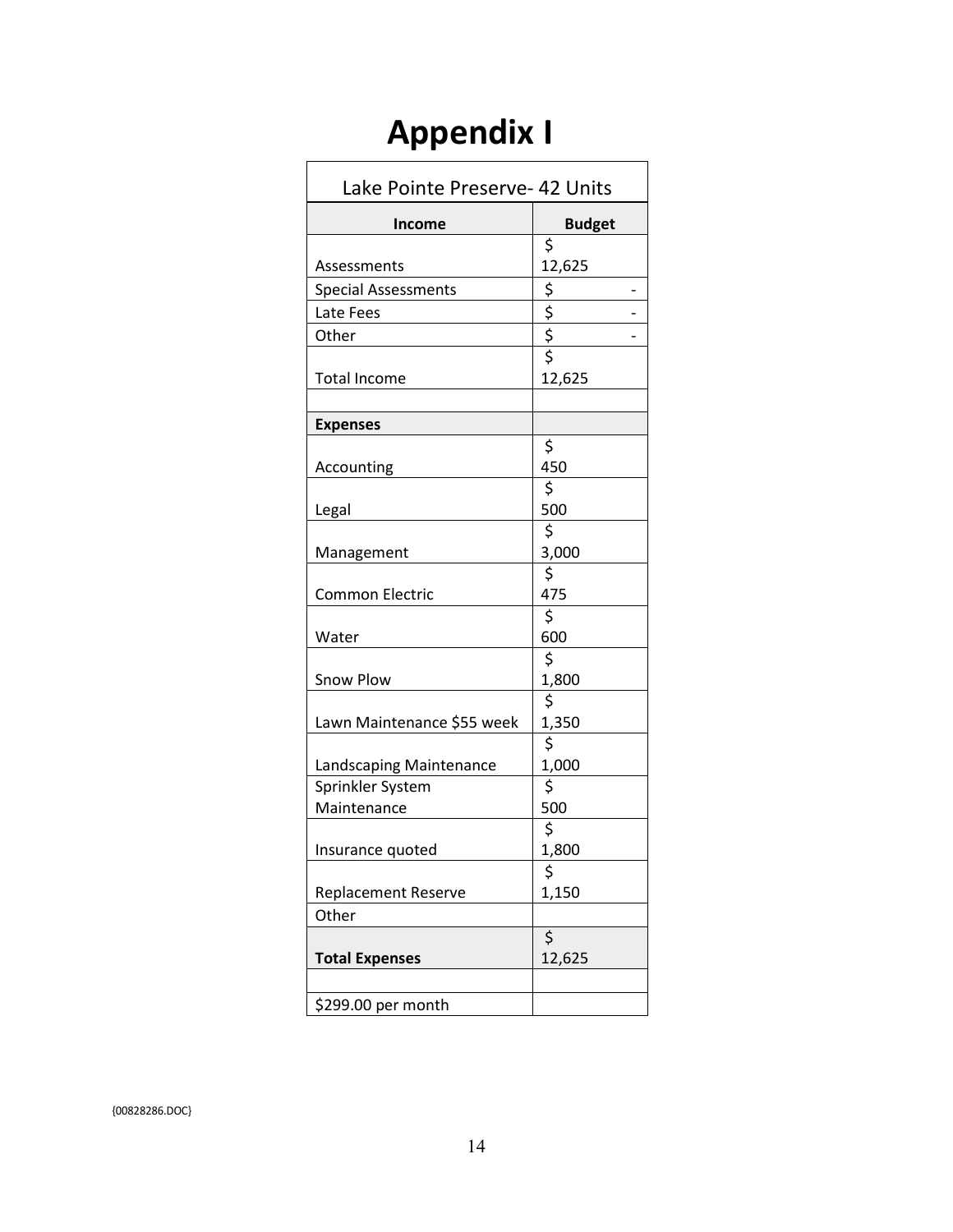# Appendix I

| Lake Pointe Preserve- 42 Units | |
|---|---|
| **Income** | **Budget** |
| Assessments | $ 12,625 |
| Special Assessments | $ - |
| Late Fees | $ - |
| Other | $ - |
| Total Income | $ 12,625 |
| | |
| **Expenses** | |
| Accounting | $ 450 |
| Legal | $ 500 |
| Management | $ 3,000 |
| Common Electric | $ 475 |
| Water | $ 600 |
| Snow Plow | $ 1,800 |
| Lawn Maintenance $55 week | $ 1,350 |
| Landscaping Maintenance | $ 1,000 |
| Sprinkler System Maintenance | $ 500 |
| Insurance quoted | $ 1,800 |
| Replacement Reserve | $ 1,150 |
| Other | |
| **Total Expenses** | $ 12,625 |
| | |
| $299.00 per month | |

{00828286.DOC}